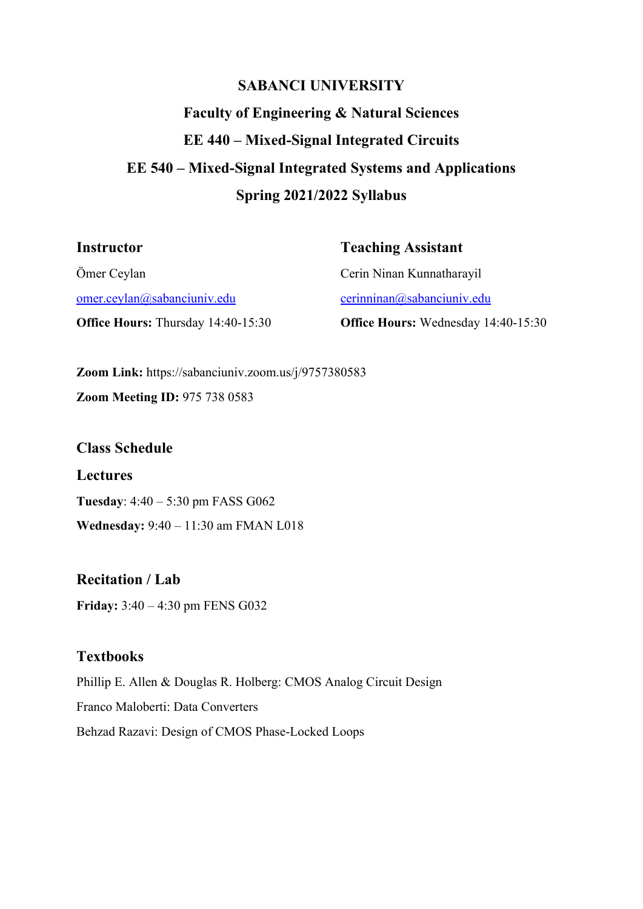# SABANCI UNIVERSITY

## Faculty of Engineering & Natural Sciences

## EE 440 – Mixed-Signal Integrated Circuits

## EE 540 – Mixed-Signal Integrated Systems and Applications

## Spring 2021/2022 Syllabus

### Instructor

Ömer Ceylan

omer.ceylan@sabanciuniv.edu

**Office Hours:** Thursday 14:40-15:30

### Teaching Assistant

Cerin Ninan Kunnatharayil

cerinninan@sabanciuniv.edu

**Office Hours:** Wednesday 14:40-15:30

**Zoom Link:** https://sabanciuniv.zoom.us/j/9757380583

**Zoom Meeting ID:** 975 738 0583

### Class Schedule

### Lectures

**Tuesday**: 4:40 – 5:30 pm FASS G062

**Wednesday:** 9:40 – 11:30 am FMAN L018

### Recitation / Lab

**Friday:** 3:40 – 4:30 pm FENS G032

### Textbooks

Phillip E. Allen & Douglas R. Holberg: CMOS Analog Circuit Design

Franco Maloberti: Data Converters

Behzad Razavi: Design of CMOS Phase-Locked Loops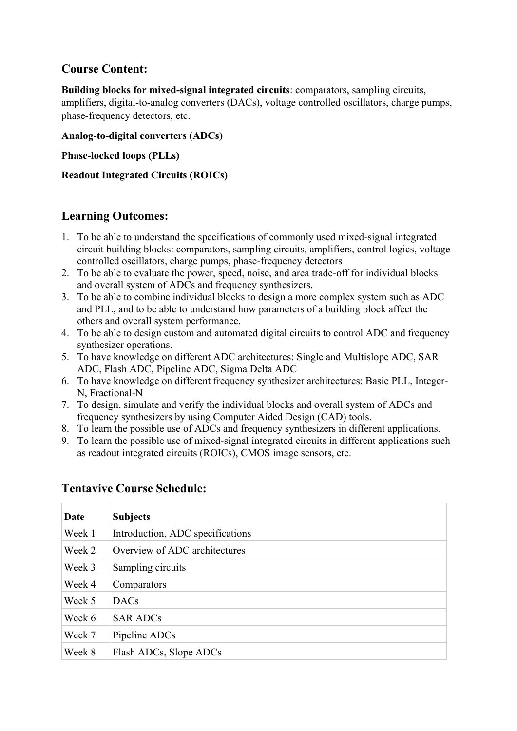## Course Content:

**Building blocks for mixed-signal integrated circuits**: comparators, sampling circuits, amplifiers, digital-to-analog converters (DACs), voltage controlled oscillators, charge pumps, phase-frequency detectors, etc.

**Analog-to-digital converters (ADCs)**

**Phase-locked loops (PLLs)**

**Readout Integrated Circuits (ROICs)**

## Learning Outcomes:

1. To be able to understand the specifications of commonly used mixed-signal integrated circuit building blocks: comparators, sampling circuits, amplifiers, control logics, voltage-controlled oscillators, charge pumps, phase-frequency detectors
2. To be able to evaluate the power, speed, noise, and area trade-off for individual blocks and overall system of ADCs and frequency synthesizers.
3. To be able to combine individual blocks to design a more complex system such as ADC and PLL, and to be able to understand how parameters of a building block affect the others and overall system performance.
4. To be able to design custom and automated digital circuits to control ADC and frequency synthesizer operations.
5. To have knowledge on different ADC architectures: Single and Multislope ADC, SAR ADC, Flash ADC, Pipeline ADC, Sigma Delta ADC
6. To have knowledge on different frequency synthesizer architectures: Basic PLL, Integer-N, Fractional-N
7. To design, simulate and verify the individual blocks and overall system of ADCs and frequency synthesizers by using Computer Aided Design (CAD) tools.
8. To learn the possible use of ADCs and frequency synthesizers in different applications.
9. To learn the possible use of mixed-signal integrated circuits in different applications such as readout integrated circuits (ROICs), CMOS image sensors, etc.

## Tentavive Course Schedule:

| Date | Subjects |
|---|---|
| Week 1 | Introduction, ADC specifications |
| Week 2 | Overview of ADC architectures |
| Week 3 | Sampling circuits |
| Week 4 | Comparators |
| Week 5 | DACs |
| Week 6 | SAR ADCs |
| Week 7 | Pipeline ADCs |
| Week 8 | Flash ADCs, Slope ADCs |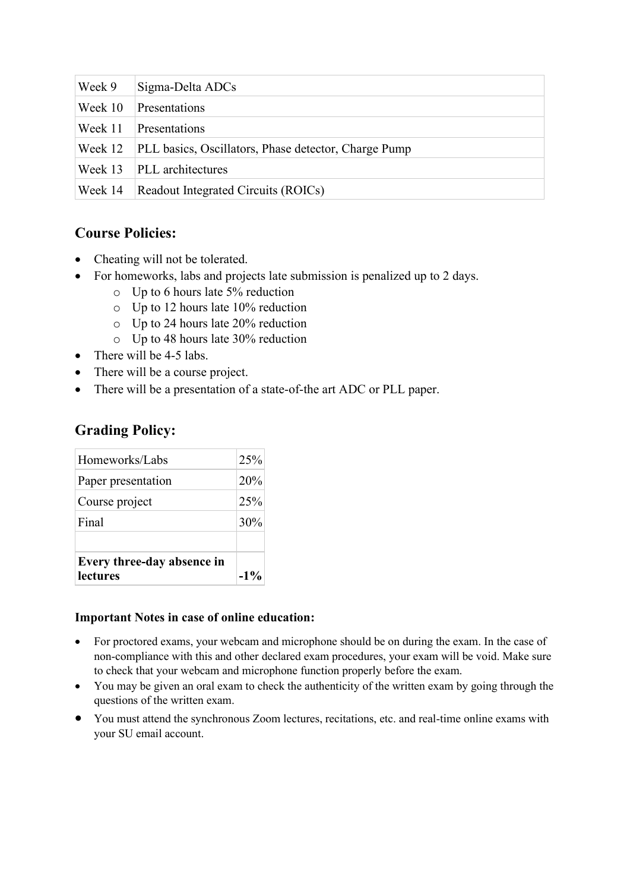| | |
|---|---|
| Week 9 | Sigma-Delta ADCs |
| Week 10 | Presentations |
| Week 11 | Presentations |
| Week 12 | PLL basics, Oscillators, Phase detector, Charge Pump |
| Week 13 | PLL architectures |
| Week 14 | Readout Integrated Circuits (ROICs) |

## Course Policies:

- Cheating will not be tolerated.
- For homeworks, labs and projects late submission is penalized up to 2 days.
  - Up to 6 hours late 5% reduction
  - Up to 12 hours late 10% reduction
  - Up to 24 hours late 20% reduction
  - Up to 48 hours late 30% reduction
- There will be 4-5 labs.
- There will be a course project.
- There will be a presentation of a state-of-the art ADC or PLL paper.

## Grading Policy:

| | |
|---|---|
| Homeworks/Labs | 25% |
| Paper presentation | 20% |
| Course project | 25% |
| Final | 30% |
| | |
| **Every three-day absence in lectures** | **-1%** |

**Important Notes in case of online education:**

- For proctored exams, your webcam and microphone should be on during the exam. In the case of non-compliance with this and other declared exam procedures, your exam will be void. Make sure to check that your webcam and microphone function properly before the exam.
- You may be given an oral exam to check the authenticity of the written exam by going through the questions of the written exam.
- You must attend the synchronous Zoom lectures, recitations, etc. and real-time online exams with your SU email account.